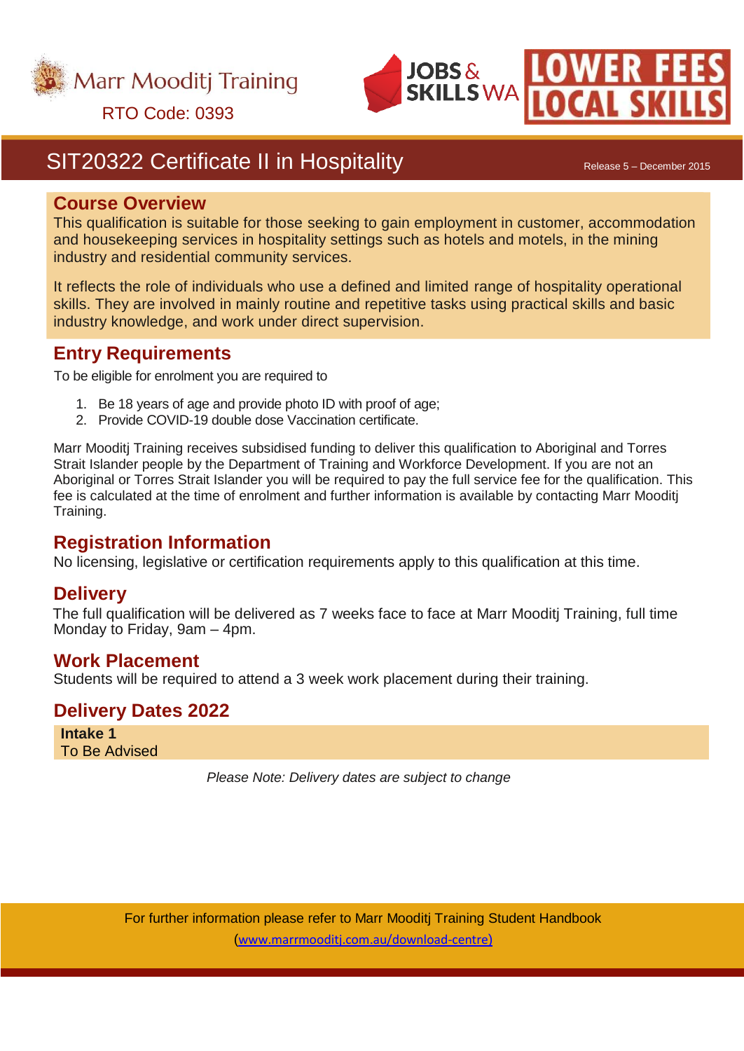Marr Mooditj Training

RTO Code: 0393

JOBS & SKILLS WA

LOWER FEES LOCAL SKILLS

# SIT20322 Certificate II in Hospitality

Release 5 – December 2015

## Course Overview

This qualification is suitable for those seeking to gain employment in customer, accommodation and housekeeping services in hospitality settings such as hotels and motels, in the mining industry and residential community services.

It reflects the role of individuals who use a defined and limited range of hospitality operational skills. They are involved in mainly routine and repetitive tasks using practical skills and basic industry knowledge, and work under direct supervision.

## Entry Requirements

To be eligible for enrolment you are required to

1. Be 18 years of age and provide photo ID with proof of age;
2. Provide COVID-19 double dose Vaccination certificate.

Marr Mooditj Training receives subsidised funding to deliver this qualification to Aboriginal and Torres Strait Islander people by the Department of Training and Workforce Development. If you are not an Aboriginal or Torres Strait Islander you will be required to pay the full service fee for the qualification. This fee is calculated at the time of enrolment and further information is available by contacting Marr Mooditj Training.

## Registration Information

No licensing, legislative or certification requirements apply to this qualification at this time.

## Delivery

The full qualification will be delivered as 7 weeks face to face at Marr Mooditj Training, full time Monday to Friday, 9am – 4pm.

## Work Placement

Students will be required to attend a 3 week work placement during their training.

## Delivery Dates 2022

**Intake 1**
To Be Advised

*Please Note: Delivery dates are subject to change*

For further information please refer to Marr Mooditj Training Student Handbook
(www.marrmooditj.com.au/download-centre)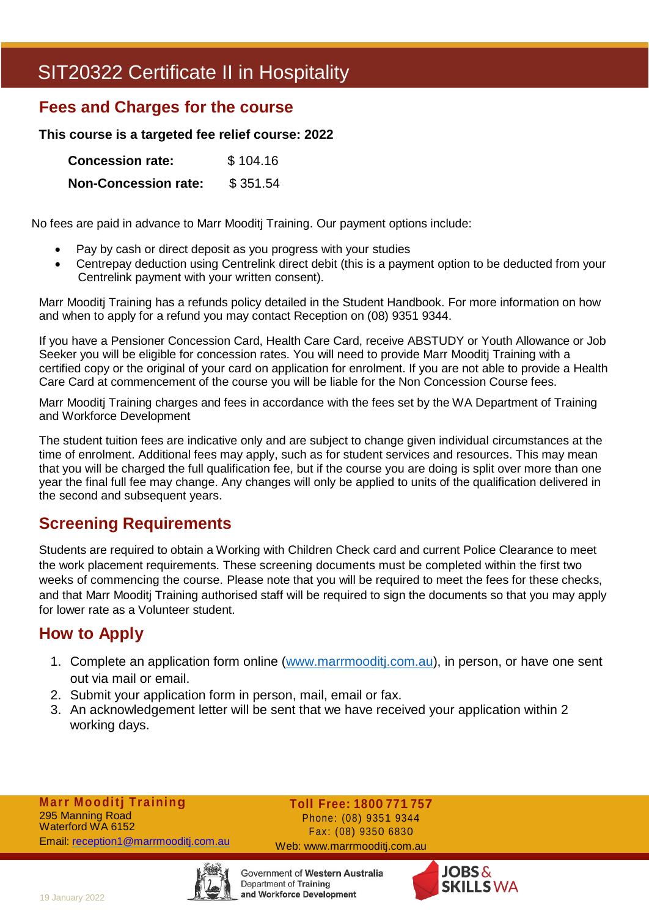# SIT20322 Certificate II in Hospitality

## Fees and Charges for the course

**This course is a targeted fee relief course: 2022**

| | |
|---|---|
| **Concession rate:** | $ 104.16 |
| **Non-Concession rate:** | $ 351.54 |

No fees are paid in advance to Marr Mooditj Training. Our payment options include:

- Pay by cash or direct deposit as you progress with your studies
- Centrepay deduction using Centrelink direct debit (this is a payment option to be deducted from your Centrelink payment with your written consent).

Marr Mooditj Training has a refunds policy detailed in the Student Handbook. For more information on how and when to apply for a refund you may contact Reception on (08) 9351 9344.

If you have a Pensioner Concession Card, Health Care Card, receive ABSTUDY or Youth Allowance or Job Seeker you will be eligible for concession rates. You will need to provide Marr Mooditj Training with a certified copy or the original of your card on application for enrolment. If you are not able to provide a Health Care Card at commencement of the course you will be liable for the Non Concession Course fees.

Marr Mooditj Training charges and fees in accordance with the fees set by the WA Department of Training and Workforce Development

The student tuition fees are indicative only and are subject to change given individual circumstances at the time of enrolment. Additional fees may apply, such as for student services and resources. This may mean that you will be charged the full qualification fee, but if the course you are doing is split over more than one year the final full fee may change. Any changes will only be applied to units of the qualification delivered in the second and subsequent years.

## Screening Requirements

Students are required to obtain a Working with Children Check card and current Police Clearance to meet the work placement requirements. These screening documents must be completed within the first two weeks of commencing the course. Please note that you will be required to meet the fees for these checks, and that Marr Mooditj Training authorised staff will be required to sign the documents so that you may apply for lower rate as a Volunteer student.

## How to Apply

1. Complete an application form online (www.marrmooditj.com.au), in person, or have one sent out via mail or email.
2. Submit your application form in person, mail, email or fax.
3. An acknowledgement letter will be sent that we have received your application within 2 working days.

**Marr Mooditj Training**
295 Manning Road
Waterford WA 6152
Email: reception1@marrmooditj.com.au

**Toll Free: 1800 771 757**
Phone: (08) 9351 9344
Fax: (08) 9350 6830
Web: www.marrmooditj.com.au

Government of Western Australia
Department of Training and Workforce Development

JOBS & SKILLS WA

19 January 2022